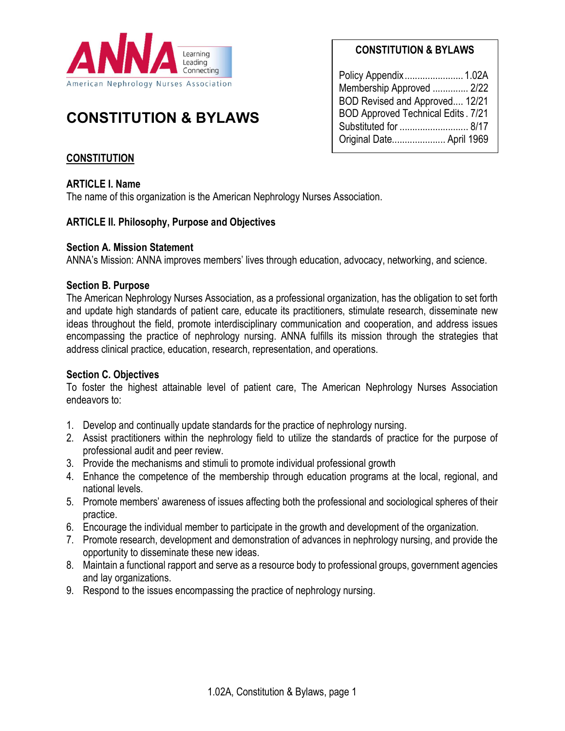ANNA Learning Leading Connecting
American Nephrology Nurses Association

# CONSTITUTION & BYLAWS

| CONSTITUTION & BYLAWS | |
|---|---|
| Policy Appendix | 1.02A |
| Membership Approved | 2/22 |
| BOD Revised and Approved | 12/21 |
| BOD Approved Technical Edits | 7/21 |
| Substituted for | 8/17 |
| Original Date | April 1969 |

## CONSTITUTION

### ARTICLE I. Name

The name of this organization is the American Nephrology Nurses Association.

### ARTICLE II. Philosophy, Purpose and Objectives

#### Section A. Mission Statement

ANNA's Mission: ANNA improves members' lives through education, advocacy, networking, and science.

#### Section B. Purpose

The American Nephrology Nurses Association, as a professional organization, has the obligation to set forth and update high standards of patient care, educate its practitioners, stimulate research, disseminate new ideas throughout the field, promote interdisciplinary communication and cooperation, and address issues encompassing the practice of nephrology nursing. ANNA fulfills its mission through the strategies that address clinical practice, education, research, representation, and operations.

#### Section C. Objectives

To foster the highest attainable level of patient care, The American Nephrology Nurses Association endeavors to:

1. Develop and continually update standards for the practice of nephrology nursing.
2. Assist practitioners within the nephrology field to utilize the standards of practice for the purpose of professional audit and peer review.
3. Provide the mechanisms and stimuli to promote individual professional growth
4. Enhance the competence of the membership through education programs at the local, regional, and national levels.
5. Promote members' awareness of issues affecting both the professional and sociological spheres of their practice.
6. Encourage the individual member to participate in the growth and development of the organization.
7. Promote research, development and demonstration of advances in nephrology nursing, and provide the opportunity to disseminate these new ideas.
8. Maintain a functional rapport and serve as a resource body to professional groups, government agencies and lay organizations.
9. Respond to the issues encompassing the practice of nephrology nursing.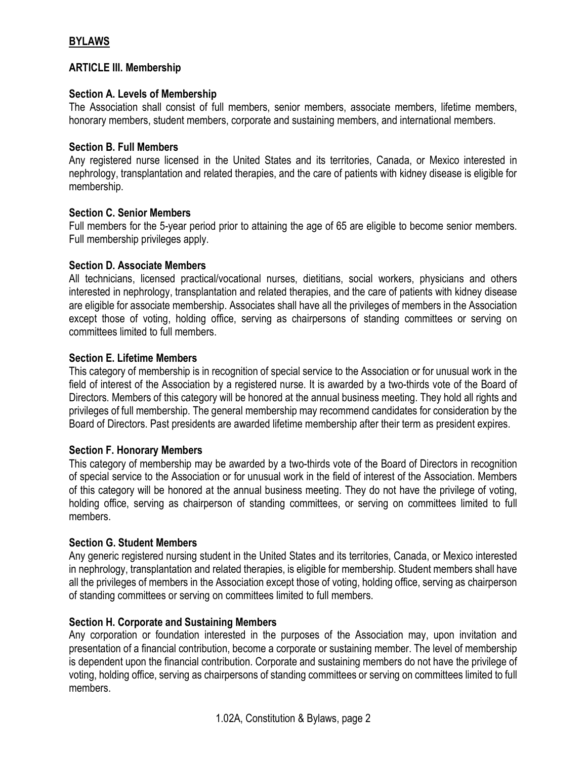## BYLAWS

### ARTICLE III. Membership

**Section A. Levels of Membership**

The Association shall consist of full members, senior members, associate members, lifetime members, honorary members, student members, corporate and sustaining members, and international members.

**Section B. Full Members**

Any registered nurse licensed in the United States and its territories, Canada, or Mexico interested in nephrology, transplantation and related therapies, and the care of patients with kidney disease is eligible for membership.

**Section C. Senior Members**

Full members for the 5-year period prior to attaining the age of 65 are eligible to become senior members. Full membership privileges apply.

**Section D. Associate Members**

All technicians, licensed practical/vocational nurses, dietitians, social workers, physicians and others interested in nephrology, transplantation and related therapies, and the care of patients with kidney disease are eligible for associate membership. Associates shall have all the privileges of members in the Association except those of voting, holding office, serving as chairpersons of standing committees or serving on committees limited to full members.

**Section E. Lifetime Members**

This category of membership is in recognition of special service to the Association or for unusual work in the field of interest of the Association by a registered nurse. It is awarded by a two-thirds vote of the Board of Directors. Members of this category will be honored at the annual business meeting. They hold all rights and privileges of full membership. The general membership may recommend candidates for consideration by the Board of Directors. Past presidents are awarded lifetime membership after their term as president expires.

**Section F. Honorary Members**

This category of membership may be awarded by a two-thirds vote of the Board of Directors in recognition of special service to the Association or for unusual work in the field of interest of the Association. Members of this category will be honored at the annual business meeting. They do not have the privilege of voting, holding office, serving as chairperson of standing committees, or serving on committees limited to full members.

**Section G. Student Members**

Any generic registered nursing student in the United States and its territories, Canada, or Mexico interested in nephrology, transplantation and related therapies, is eligible for membership. Student members shall have all the privileges of members in the Association except those of voting, holding office, serving as chairperson of standing committees or serving on committees limited to full members.

**Section H. Corporate and Sustaining Members**

Any corporation or foundation interested in the purposes of the Association may, upon invitation and presentation of a financial contribution, become a corporate or sustaining member. The level of membership is dependent upon the financial contribution. Corporate and sustaining members do not have the privilege of voting, holding office, serving as chairpersons of standing committees or serving on committees limited to full members.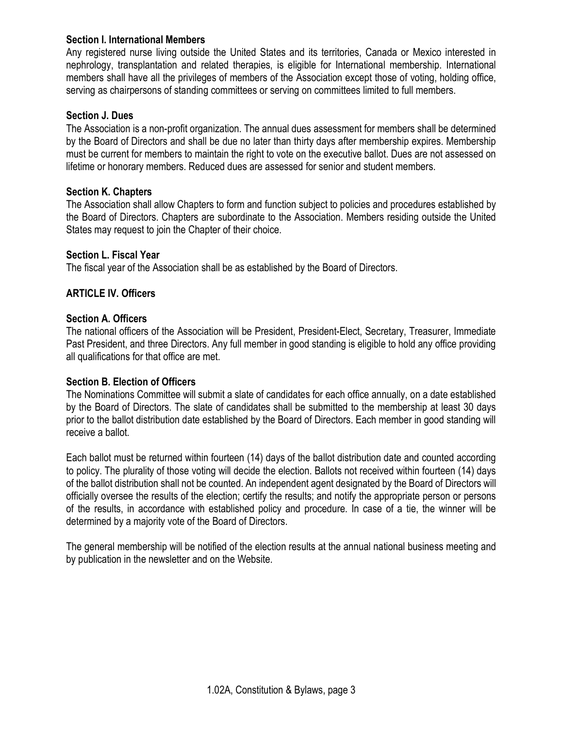**Section I. International Members**

Any registered nurse living outside the United States and its territories, Canada or Mexico interested in nephrology, transplantation and related therapies, is eligible for International membership. International members shall have all the privileges of members of the Association except those of voting, holding office, serving as chairpersons of standing committees or serving on committees limited to full members.

**Section J. Dues**

The Association is a non-profit organization. The annual dues assessment for members shall be determined by the Board of Directors and shall be due no later than thirty days after membership expires. Membership must be current for members to maintain the right to vote on the executive ballot. Dues are not assessed on lifetime or honorary members. Reduced dues are assessed for senior and student members.

**Section K. Chapters**

The Association shall allow Chapters to form and function subject to policies and procedures established by the Board of Directors. Chapters are subordinate to the Association. Members residing outside the United States may request to join the Chapter of their choice.

**Section L. Fiscal Year**

The fiscal year of the Association shall be as established by the Board of Directors.

## ARTICLE IV. Officers

**Section A. Officers**

The national officers of the Association will be President, President-Elect, Secretary, Treasurer, Immediate Past President, and three Directors. Any full member in good standing is eligible to hold any office providing all qualifications for that office are met.

**Section B. Election of Officers**

The Nominations Committee will submit a slate of candidates for each office annually, on a date established by the Board of Directors. The slate of candidates shall be submitted to the membership at least 30 days prior to the ballot distribution date established by the Board of Directors. Each member in good standing will receive a ballot.

Each ballot must be returned within fourteen (14) days of the ballot distribution date and counted according to policy. The plurality of those voting will decide the election. Ballots not received within fourteen (14) days of the ballot distribution shall not be counted. An independent agent designated by the Board of Directors will officially oversee the results of the election; certify the results; and notify the appropriate person or persons of the results, in accordance with established policy and procedure. In case of a tie, the winner will be determined by a majority vote of the Board of Directors.

The general membership will be notified of the election results at the annual national business meeting and by publication in the newsletter and on the Website.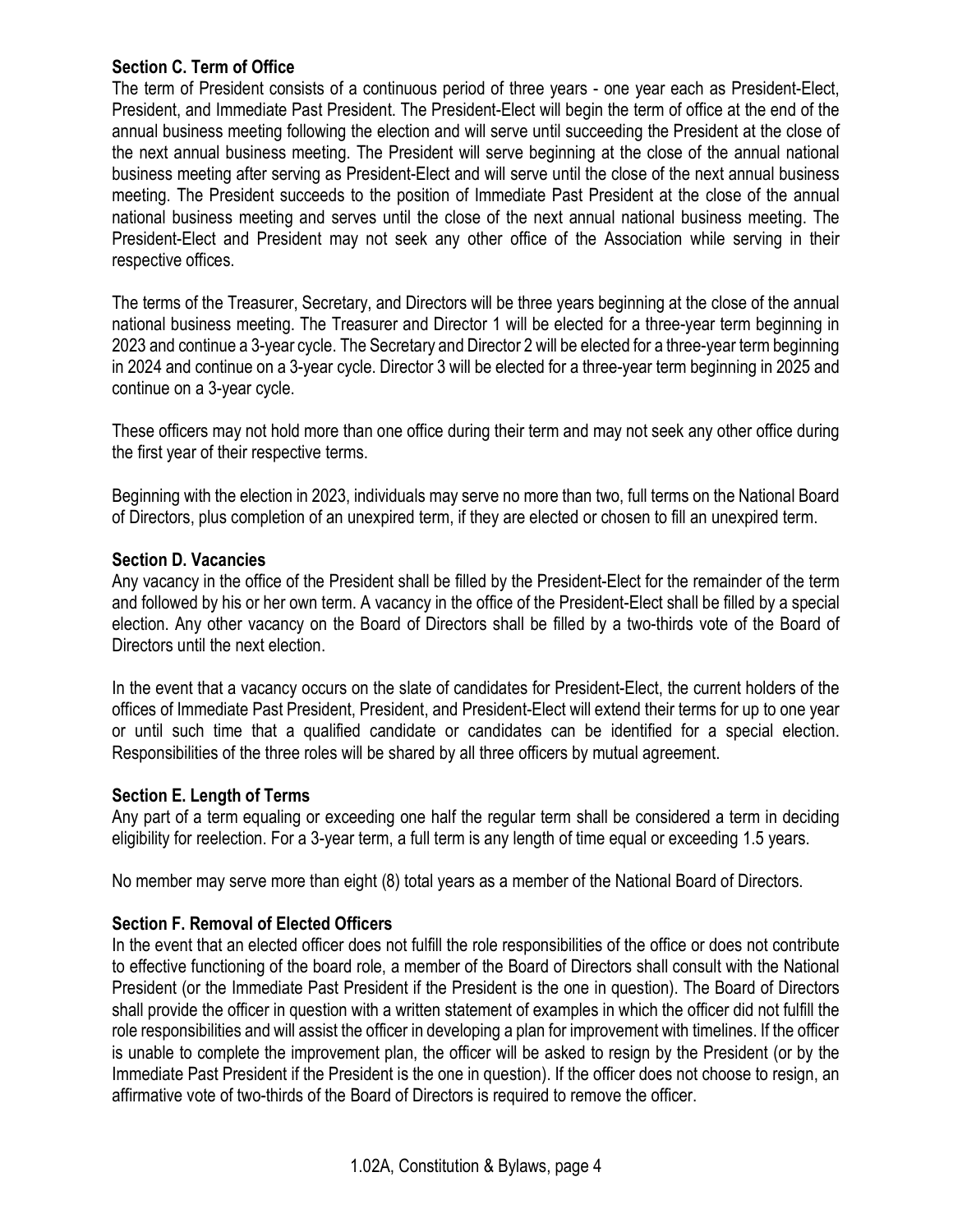### Section C. Term of Office

The term of President consists of a continuous period of three years - one year each as President-Elect, President, and Immediate Past President. The President-Elect will begin the term of office at the end of the annual business meeting following the election and will serve until succeeding the President at the close of the next annual business meeting. The President will serve beginning at the close of the annual national business meeting after serving as President-Elect and will serve until the close of the next annual business meeting. The President succeeds to the position of Immediate Past President at the close of the annual national business meeting and serves until the close of the next annual national business meeting. The President-Elect and President may not seek any other office of the Association while serving in their respective offices.

The terms of the Treasurer, Secretary, and Directors will be three years beginning at the close of the annual national business meeting. The Treasurer and Director 1 will be elected for a three-year term beginning in 2023 and continue a 3-year cycle. The Secretary and Director 2 will be elected for a three-year term beginning in 2024 and continue on a 3-year cycle. Director 3 will be elected for a three-year term beginning in 2025 and continue on a 3-year cycle.

These officers may not hold more than one office during their term and may not seek any other office during the first year of their respective terms.

Beginning with the election in 2023, individuals may serve no more than two, full terms on the National Board of Directors, plus completion of an unexpired term, if they are elected or chosen to fill an unexpired term.

### Section D. Vacancies

Any vacancy in the office of the President shall be filled by the President-Elect for the remainder of the term and followed by his or her own term. A vacancy in the office of the President-Elect shall be filled by a special election. Any other vacancy on the Board of Directors shall be filled by a two-thirds vote of the Board of Directors until the next election.

In the event that a vacancy occurs on the slate of candidates for President-Elect, the current holders of the offices of Immediate Past President, President, and President-Elect will extend their terms for up to one year or until such time that a qualified candidate or candidates can be identified for a special election. Responsibilities of the three roles will be shared by all three officers by mutual agreement.

### Section E. Length of Terms

Any part of a term equaling or exceeding one half the regular term shall be considered a term in deciding eligibility for reelection. For a 3-year term, a full term is any length of time equal or exceeding 1.5 years.

No member may serve more than eight (8) total years as a member of the National Board of Directors.

### Section F. Removal of Elected Officers

In the event that an elected officer does not fulfill the role responsibilities of the office or does not contribute to effective functioning of the board role, a member of the Board of Directors shall consult with the National President (or the Immediate Past President if the President is the one in question). The Board of Directors shall provide the officer in question with a written statement of examples in which the officer did not fulfill the role responsibilities and will assist the officer in developing a plan for improvement with timelines. If the officer is unable to complete the improvement plan, the officer will be asked to resign by the President (or by the Immediate Past President if the President is the one in question). If the officer does not choose to resign, an affirmative vote of two-thirds of the Board of Directors is required to remove the officer.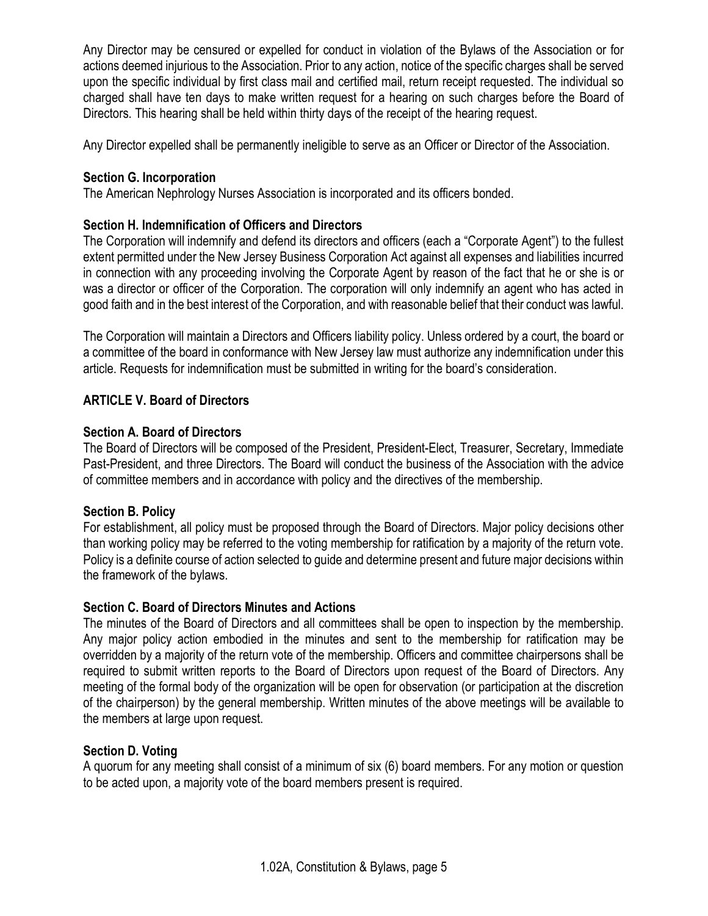Any Director may be censured or expelled for conduct in violation of the Bylaws of the Association or for actions deemed injurious to the Association. Prior to any action, notice of the specific charges shall be served upon the specific individual by first class mail and certified mail, return receipt requested. The individual so charged shall have ten days to make written request for a hearing on such charges before the Board of Directors. This hearing shall be held within thirty days of the receipt of the hearing request.

Any Director expelled shall be permanently ineligible to serve as an Officer or Director of the Association.

### Section G. Incorporation

The American Nephrology Nurses Association is incorporated and its officers bonded.

### Section H. Indemnification of Officers and Directors

The Corporation will indemnify and defend its directors and officers (each a "Corporate Agent") to the fullest extent permitted under the New Jersey Business Corporation Act against all expenses and liabilities incurred in connection with any proceeding involving the Corporate Agent by reason of the fact that he or she is or was a director or officer of the Corporation. The corporation will only indemnify an agent who has acted in good faith and in the best interest of the Corporation, and with reasonable belief that their conduct was lawful.

The Corporation will maintain a Directors and Officers liability policy. Unless ordered by a court, the board or a committee of the board in conformance with New Jersey law must authorize any indemnification under this article. Requests for indemnification must be submitted in writing for the board's consideration.

## ARTICLE V. Board of Directors

### Section A. Board of Directors

The Board of Directors will be composed of the President, President-Elect, Treasurer, Secretary, Immediate Past-President, and three Directors. The Board will conduct the business of the Association with the advice of committee members and in accordance with policy and the directives of the membership.

### Section B. Policy

For establishment, all policy must be proposed through the Board of Directors. Major policy decisions other than working policy may be referred to the voting membership for ratification by a majority of the return vote. Policy is a definite course of action selected to guide and determine present and future major decisions within the framework of the bylaws.

### Section C. Board of Directors Minutes and Actions

The minutes of the Board of Directors and all committees shall be open to inspection by the membership. Any major policy action embodied in the minutes and sent to the membership for ratification may be overridden by a majority of the return vote of the membership. Officers and committee chairpersons shall be required to submit written reports to the Board of Directors upon request of the Board of Directors. Any meeting of the formal body of the organization will be open for observation (or participation at the discretion of the chairperson) by the general membership. Written minutes of the above meetings will be available to the members at large upon request.

### Section D. Voting

A quorum for any meeting shall consist of a minimum of six (6) board members. For any motion or question to be acted upon, a majority vote of the board members present is required.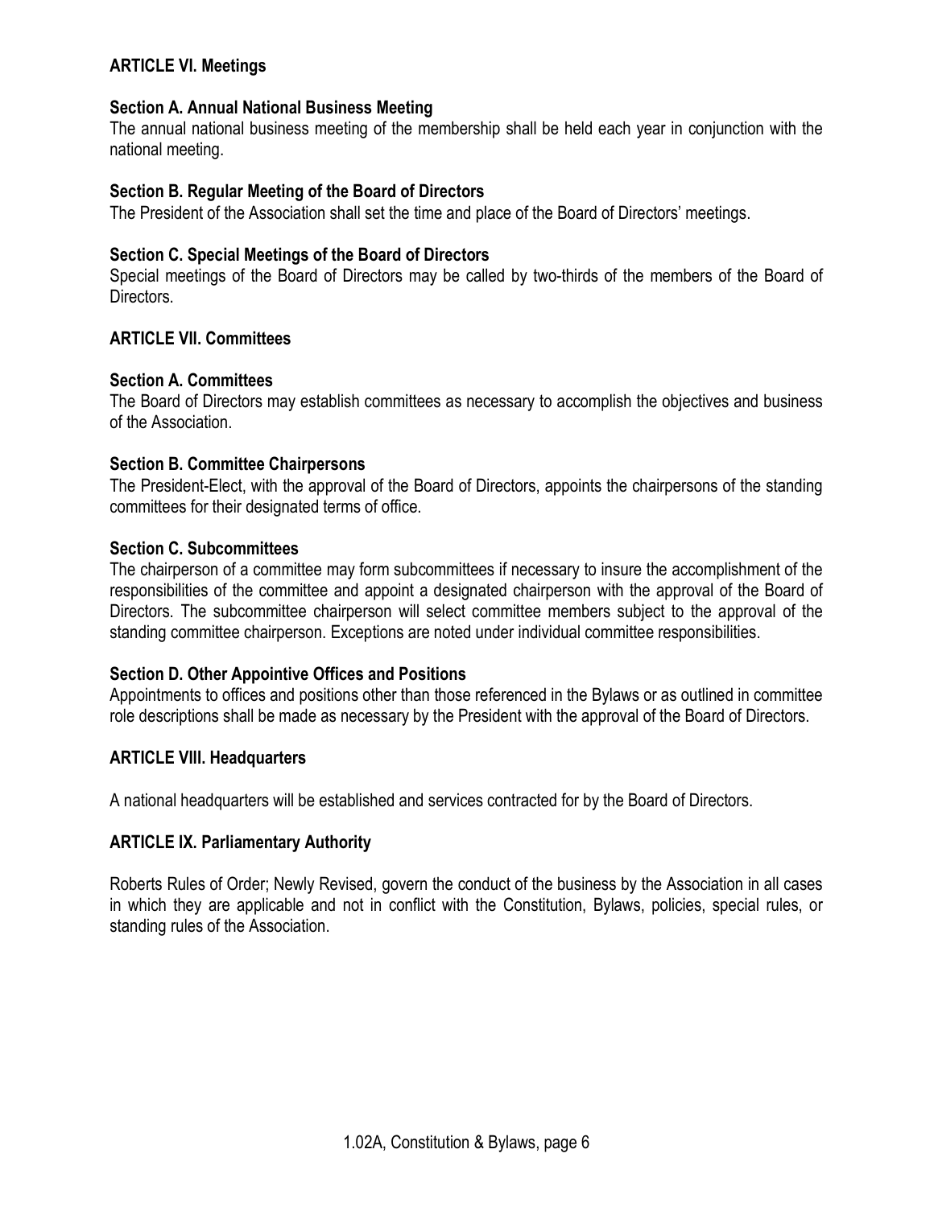## ARTICLE VI. Meetings

### Section A. Annual National Business Meeting

The annual national business meeting of the membership shall be held each year in conjunction with the national meeting.

### Section B. Regular Meeting of the Board of Directors

The President of the Association shall set the time and place of the Board of Directors' meetings.

### Section C. Special Meetings of the Board of Directors

Special meetings of the Board of Directors may be called by two-thirds of the members of the Board of Directors.

## ARTICLE VII. Committees

### Section A. Committees

The Board of Directors may establish committees as necessary to accomplish the objectives and business of the Association.

### Section B. Committee Chairpersons

The President-Elect, with the approval of the Board of Directors, appoints the chairpersons of the standing committees for their designated terms of office.

### Section C. Subcommittees

The chairperson of a committee may form subcommittees if necessary to insure the accomplishment of the responsibilities of the committee and appoint a designated chairperson with the approval of the Board of Directors. The subcommittee chairperson will select committee members subject to the approval of the standing committee chairperson. Exceptions are noted under individual committee responsibilities.

### Section D. Other Appointive Offices and Positions

Appointments to offices and positions other than those referenced in the Bylaws or as outlined in committee role descriptions shall be made as necessary by the President with the approval of the Board of Directors.

## ARTICLE VIII. Headquarters

A national headquarters will be established and services contracted for by the Board of Directors.

## ARTICLE IX. Parliamentary Authority

Roberts Rules of Order; Newly Revised, govern the conduct of the business by the Association in all cases in which they are applicable and not in conflict with the Constitution, Bylaws, policies, special rules, or standing rules of the Association.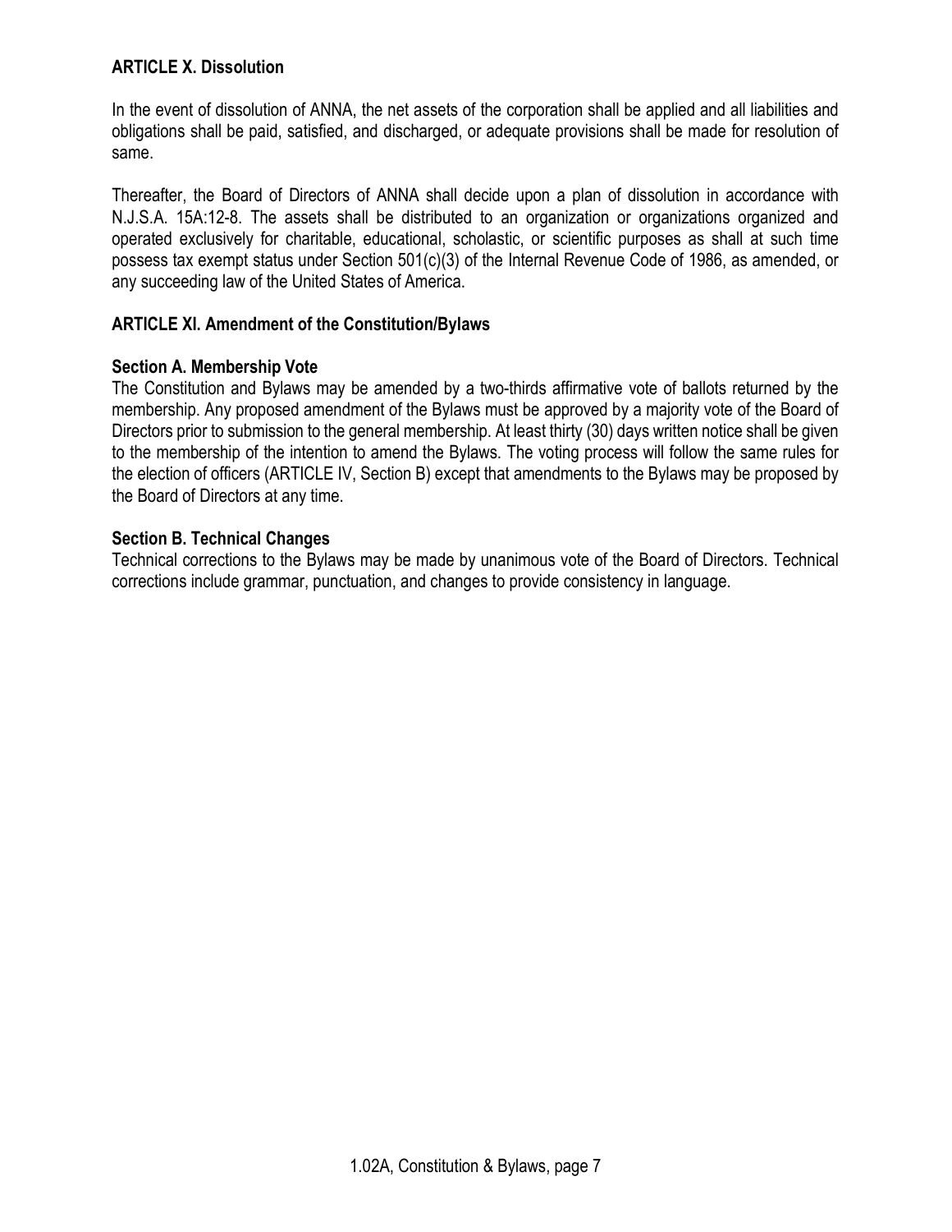### ARTICLE X. Dissolution

In the event of dissolution of ANNA, the net assets of the corporation shall be applied and all liabilities and obligations shall be paid, satisfied, and discharged, or adequate provisions shall be made for resolution of same.

Thereafter, the Board of Directors of ANNA shall decide upon a plan of dissolution in accordance with N.J.S.A. 15A:12-8. The assets shall be distributed to an organization or organizations organized and operated exclusively for charitable, educational, scholastic, or scientific purposes as shall at such time possess tax exempt status under Section 501(c)(3) of the Internal Revenue Code of 1986, as amended, or any succeeding law of the United States of America.

### ARTICLE XI. Amendment of the Constitution/Bylaws

#### Section A. Membership Vote

The Constitution and Bylaws may be amended by a two-thirds affirmative vote of ballots returned by the membership. Any proposed amendment of the Bylaws must be approved by a majority vote of the Board of Directors prior to submission to the general membership. At least thirty (30) days written notice shall be given to the membership of the intention to amend the Bylaws. The voting process will follow the same rules for the election of officers (ARTICLE IV, Section B) except that amendments to the Bylaws may be proposed by the Board of Directors at any time.

#### Section B. Technical Changes

Technical corrections to the Bylaws may be made by unanimous vote of the Board of Directors. Technical corrections include grammar, punctuation, and changes to provide consistency in language.